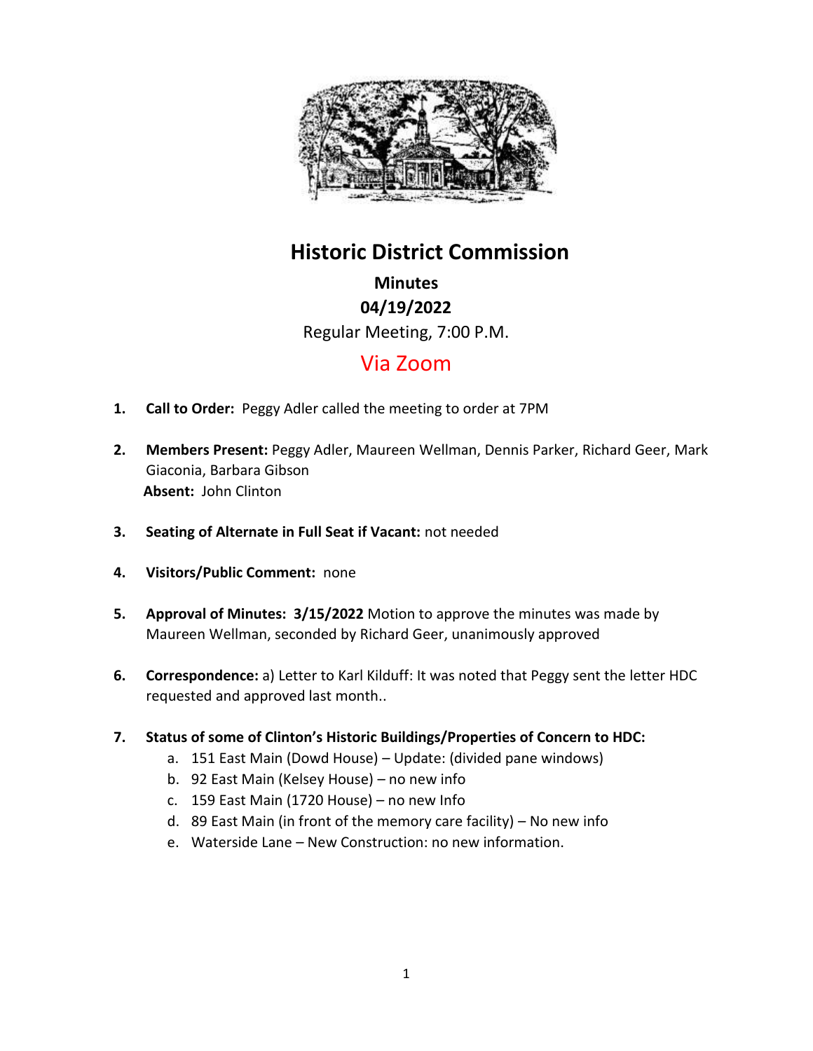# Historic District Commission

**Minutes**

**04/19/2022**

Regular Meeting, 7:00 P.M.

Via Zoom

1. **Call to Order:** Peggy Adler called the meeting to order at 7PM

2. **Members Present:** Peggy Adler, Maureen Wellman, Dennis Parker, Richard Geer, Mark Giaconia, Barbara Gibson
   **Absent:** John Clinton

3. **Seating of Alternate in Full Seat if Vacant:** not needed

4. **Visitors/Public Comment:** none

5. **Approval of Minutes: 3/15/2022** Motion to approve the minutes was made by Maureen Wellman, seconded by Richard Geer, unanimously approved

6. **Correspondence:** a) Letter to Karl Kilduff: It was noted that Peggy sent the letter HDC requested and approved last month..

7. **Status of some of Clinton's Historic Buildings/Properties of Concern to HDC:**
   a. 151 East Main (Dowd House) – Update: (divided pane windows)
   b. 92 East Main (Kelsey House) – no new info
   c. 159 East Main (1720 House) – no new Info
   d. 89 East Main (in front of the memory care facility) – No new info
   e. Waterside Lane – New Construction: no new information.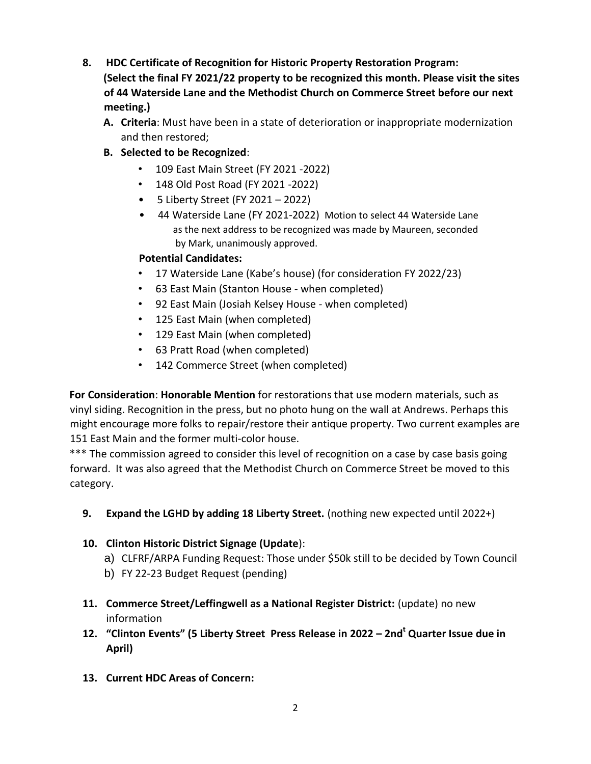8. **HDC Certificate of Recognition for Historic Property Restoration Program: (Select the final FY 2021/22 property to be recognized this month. Please visit the sites of 44 Waterside Lane and the Methodist Church on Commerce Street before our next meeting.)**

   **A. Criteria**: Must have been in a state of deterioration or inappropriate modernization and then restored;

   **B. Selected to be Recognized**:

   - 109 East Main Street (FY 2021 -2022)
   - 148 Old Post Road (FY 2021 -2022)
   - 5 Liberty Street (FY 2021 – 2022)
   - 44 Waterside Lane (FY 2021-2022) Motion to select 44 Waterside Lane as the next address to be recognized was made by Maureen, seconded by Mark, unanimously approved.

   **Potential Candidates:**

   - 17 Waterside Lane (Kabe's house) (for consideration FY 2022/23)
   - 63 East Main (Stanton House - when completed)
   - 92 East Main (Josiah Kelsey House - when completed)
   - 125 East Main (when completed)
   - 129 East Main (when completed)
   - 63 Pratt Road (when completed)
   - 142 Commerce Street (when completed)

**For Consideration**: **Honorable Mention** for restorations that use modern materials, such as vinyl siding. Recognition in the press, but no photo hung on the wall at Andrews. Perhaps this might encourage more folks to repair/restore their antique property. Two current examples are 151 East Main and the former multi-color house.

*** The commission agreed to consider this level of recognition on a case by case basis going forward. It was also agreed that the Methodist Church on Commerce Street be moved to this category.

9. **Expand the LGHD by adding 18 Liberty Street.** (nothing new expected until 2022+)

10. **Clinton Historic District Signage (Update**):
    a) CLFRF/ARPA Funding Request: Those under $50k still to be decided by Town Council
    b) FY 22-23 Budget Request (pending)

11. **Commerce Street/Leffingwell as a National Register District:** (update) no new information

12. **"Clinton Events" (5 Liberty Street Press Release in 2022 – 2nd[t] Quarter Issue due in April)**

13. **Current HDC Areas of Concern:**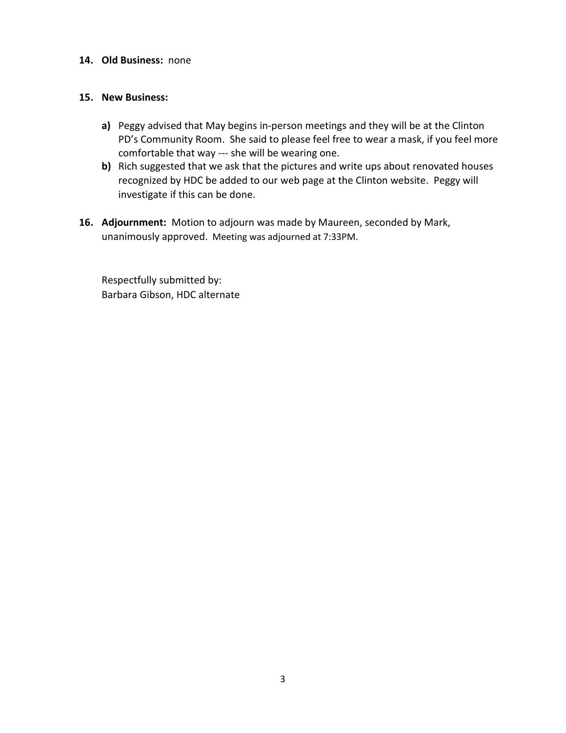**14. Old Business:** none

**15. New Business:**

- **a)** Peggy advised that May begins in-person meetings and they will be at the Clinton PD's Community Room. She said to please feel free to wear a mask, if you feel more comfortable that way --- she will be wearing one.
- **b)** Rich suggested that we ask that the pictures and write ups about renovated houses recognized by HDC be added to our web page at the Clinton website. Peggy will investigate if this can be done.

**16. Adjournment:** Motion to adjourn was made by Maureen, seconded by Mark, unanimously approved. Meeting was adjourned at 7:33PM.

Respectfully submitted by:
Barbara Gibson, HDC alternate